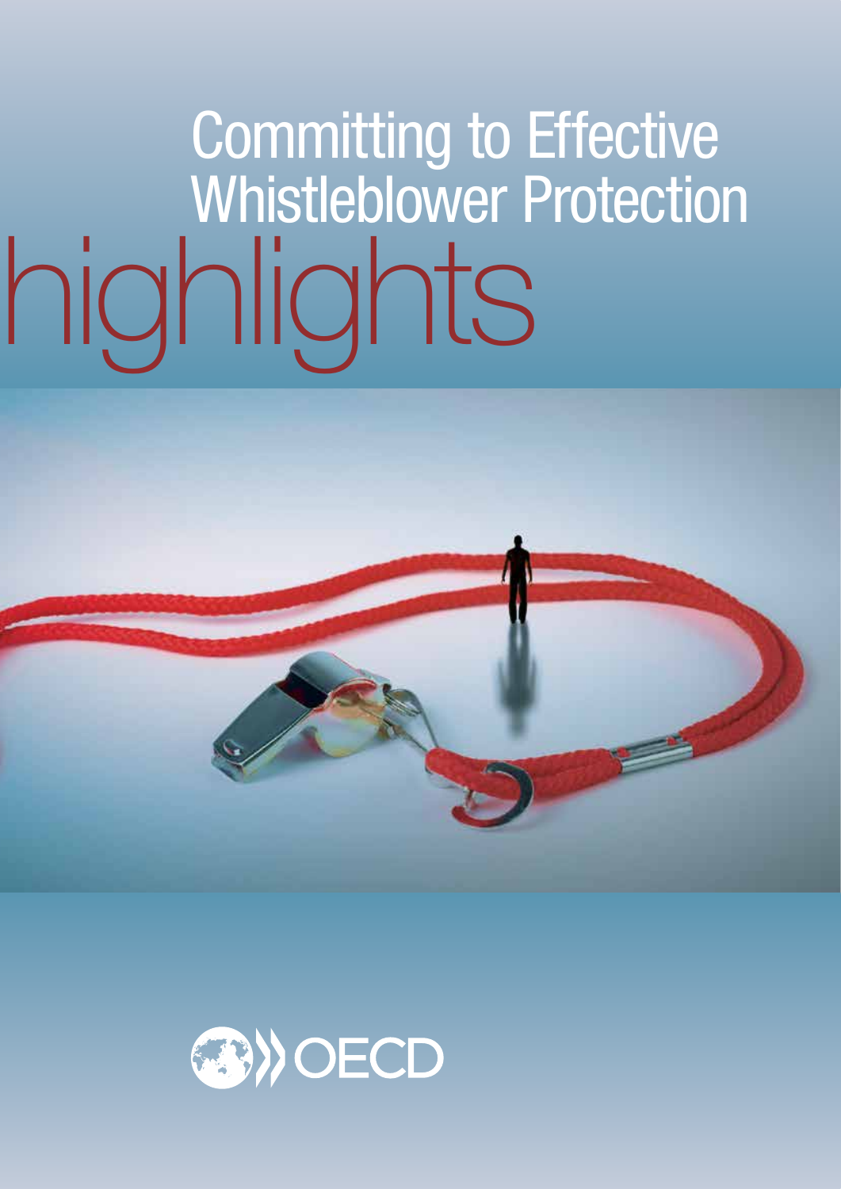# Committing to Effective Whistleblower Protection

# highlights

OECD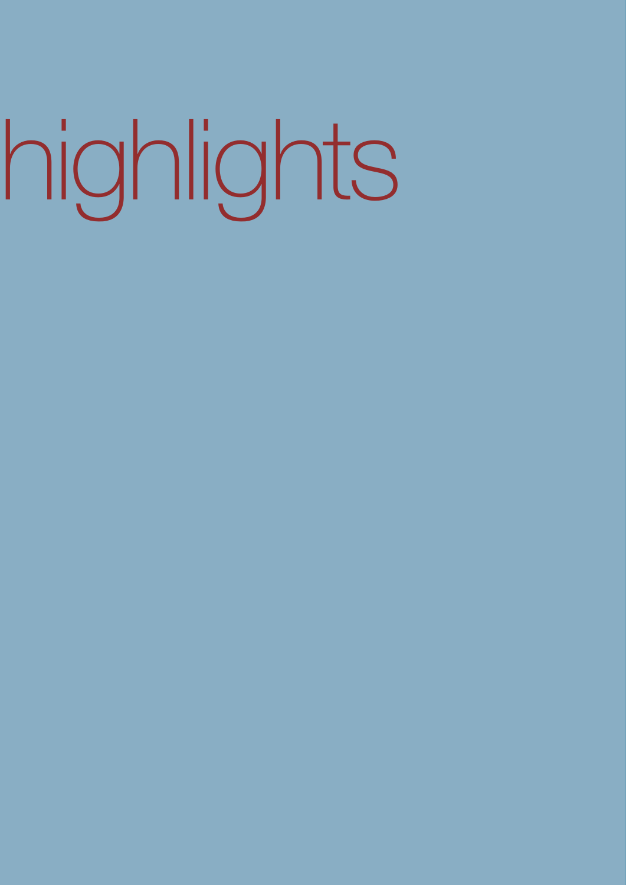# highlights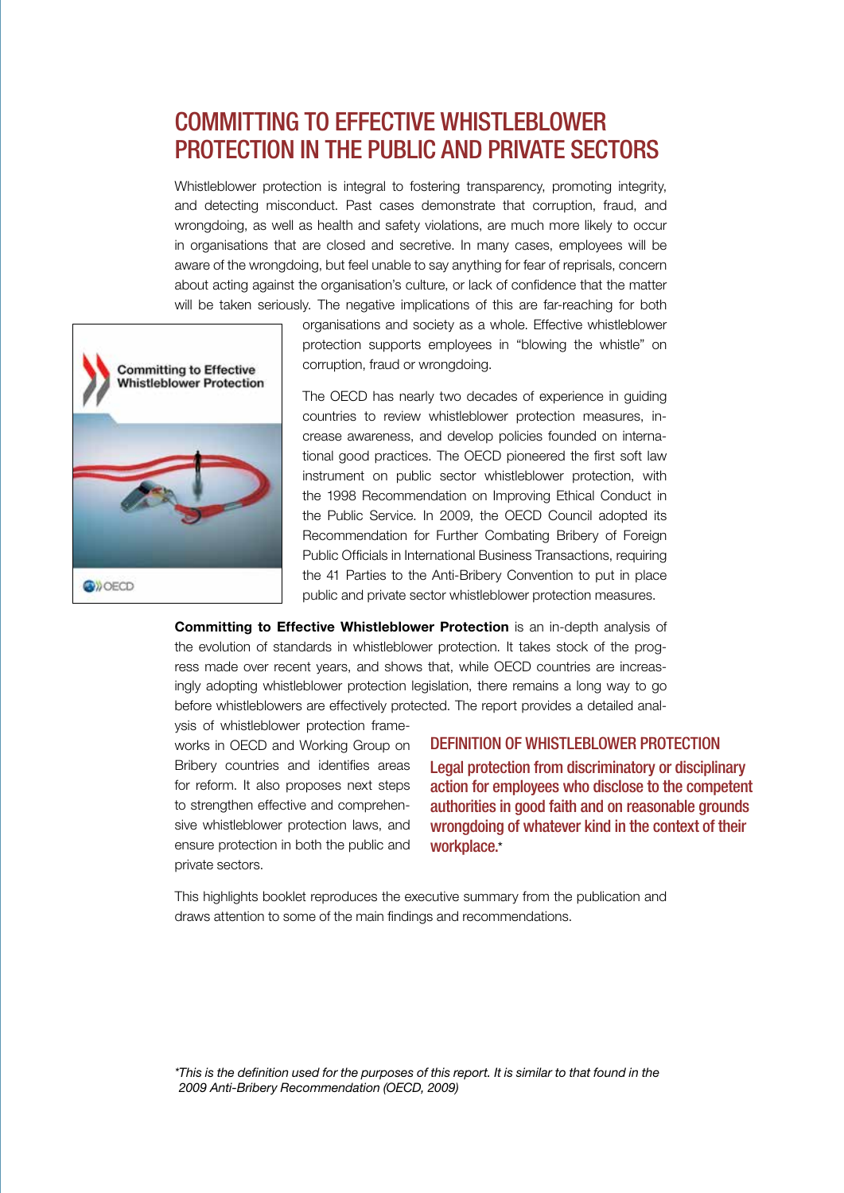# COMMITTING TO EFFECTIVE WHISTLEBLOWER PROTECTION IN THE PUBLIC AND PRIVATE SECTORS

Whistleblower protection is integral to fostering transparency, promoting integrity, and detecting misconduct. Past cases demonstrate that corruption, fraud, and wrongdoing, as well as health and safety violations, are much more likely to occur in organisations that are closed and secretive. In many cases, employees will be aware of the wrongdoing, but feel unable to say anything for fear of reprisals, concern about acting against the organisation's culture, or lack of confidence that the matter will be taken seriously. The negative implications of this are far-reaching for both organisations and society as a whole. Effective whistleblower protection supports employees in "blowing the whistle" on corruption, fraud or wrongdoing.

The OECD has nearly two decades of experience in guiding countries to review whistleblower protection measures, increase awareness, and develop policies founded on international good practices. The OECD pioneered the first soft law instrument on public sector whistleblower protection, with the 1998 Recommendation on Improving Ethical Conduct in the Public Service. In 2009, the OECD Council adopted its Recommendation for Further Combating Bribery of Foreign Public Officials in International Business Transactions, requiring the 41 Parties to the Anti-Bribery Convention to put in place public and private sector whistleblower protection measures.

**Committing to Effective Whistleblower Protection** is an in-depth analysis of the evolution of standards in whistleblower protection. It takes stock of the progress made over recent years, and shows that, while OECD countries are increasingly adopting whistleblower protection legislation, there remains a long way to go before whistleblowers are effectively protected. The report provides a detailed analysis of whistleblower protection frameworks in OECD and Working Group on Bribery countries and identifies areas for reform. It also proposes next steps to strengthen effective and comprehensive whistleblower protection laws, and ensure protection in both the public and private sectors.

## DEFINITION OF WHISTLEBLOWER PROTECTION

Legal protection from discriminatory or disciplinary action for employees who disclose to the competent authorities in good faith and on reasonable grounds wrongdoing of whatever kind in the context of their workplace.*

This highlights booklet reproduces the executive summary from the publication and draws attention to some of the main findings and recommendations.

*\*This is the definition used for the purposes of this report. It is similar to that found in the 2009 Anti-Bribery Recommendation (OECD, 2009)*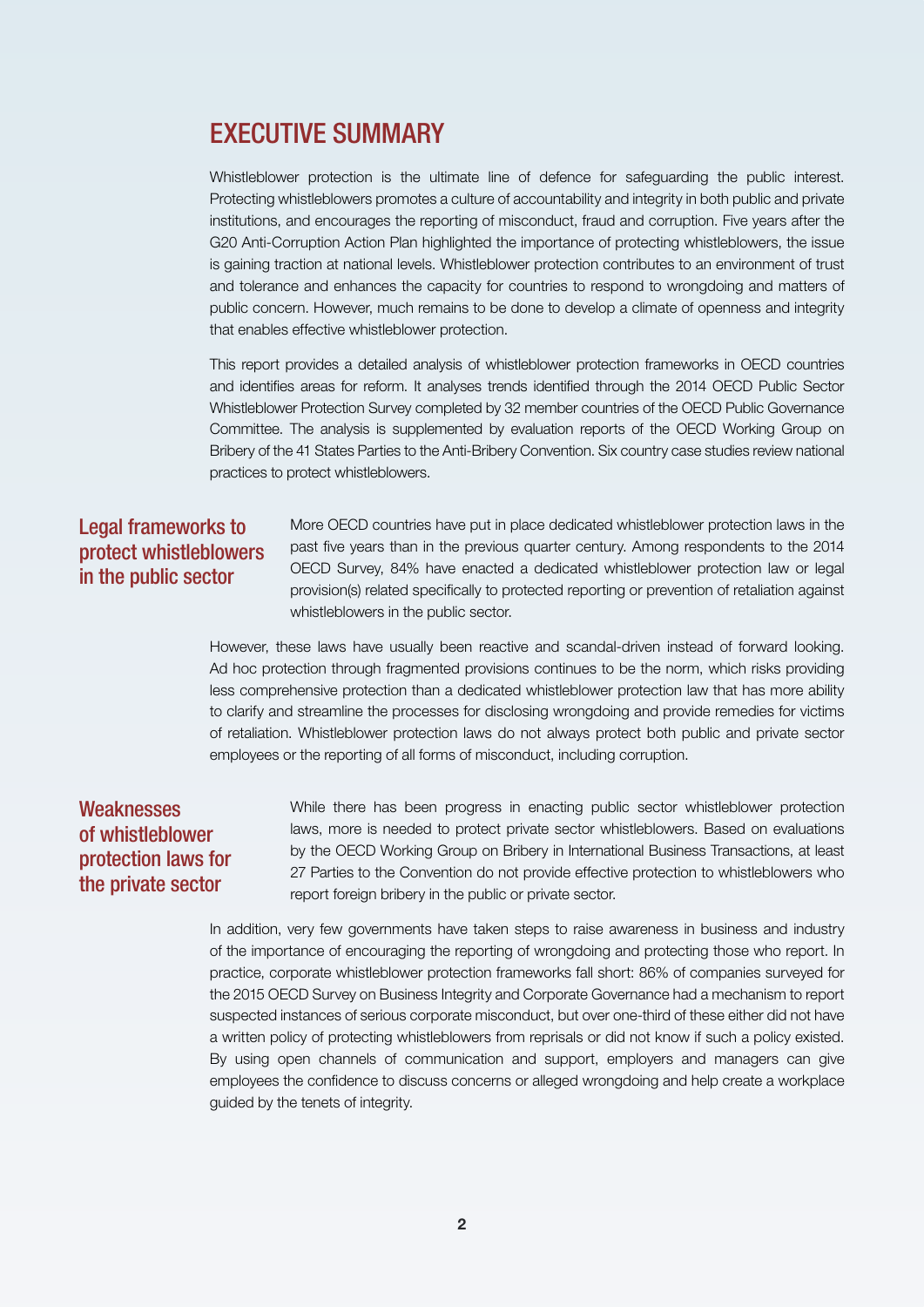# EXECUTIVE SUMMARY

Whistleblower protection is the ultimate line of defence for safeguarding the public interest. Protecting whistleblowers promotes a culture of accountability and integrity in both public and private institutions, and encourages the reporting of misconduct, fraud and corruption. Five years after the G20 Anti-Corruption Action Plan highlighted the importance of protecting whistleblowers, the issue is gaining traction at national levels. Whistleblower protection contributes to an environment of trust and tolerance and enhances the capacity for countries to respond to wrongdoing and matters of public concern. However, much remains to be done to develop a climate of openness and integrity that enables effective whistleblower protection.

This report provides a detailed analysis of whistleblower protection frameworks in OECD countries and identifies areas for reform. It analyses trends identified through the 2014 OECD Public Sector Whistleblower Protection Survey completed by 32 member countries of the OECD Public Governance Committee. The analysis is supplemented by evaluation reports of the OECD Working Group on Bribery of the 41 States Parties to the Anti-Bribery Convention. Six country case studies review national practices to protect whistleblowers.

## Legal frameworks to protect whistleblowers in the public sector

More OECD countries have put in place dedicated whistleblower protection laws in the past five years than in the previous quarter century. Among respondents to the 2014 OECD Survey, 84% have enacted a dedicated whistleblower protection law or legal provision(s) related specifically to protected reporting or prevention of retaliation against whistleblowers in the public sector.

However, these laws have usually been reactive and scandal-driven instead of forward looking. Ad hoc protection through fragmented provisions continues to be the norm, which risks providing less comprehensive protection than a dedicated whistleblower protection law that has more ability to clarify and streamline the processes for disclosing wrongdoing and provide remedies for victims of retaliation. Whistleblower protection laws do not always protect both public and private sector employees or the reporting of all forms of misconduct, including corruption.

## Weaknesses of whistleblower protection laws for the private sector

While there has been progress in enacting public sector whistleblower protection laws, more is needed to protect private sector whistleblowers. Based on evaluations by the OECD Working Group on Bribery in International Business Transactions, at least 27 Parties to the Convention do not provide effective protection to whistleblowers who report foreign bribery in the public or private sector.

In addition, very few governments have taken steps to raise awareness in business and industry of the importance of encouraging the reporting of wrongdoing and protecting those who report. In practice, corporate whistleblower protection frameworks fall short: 86% of companies surveyed for the 2015 OECD Survey on Business Integrity and Corporate Governance had a mechanism to report suspected instances of serious corporate misconduct, but over one-third of these either did not have a written policy of protecting whistleblowers from reprisals or did not know if such a policy existed. By using open channels of communication and support, employers and managers can give employees the confidence to discuss concerns or alleged wrongdoing and help create a workplace guided by the tenets of integrity.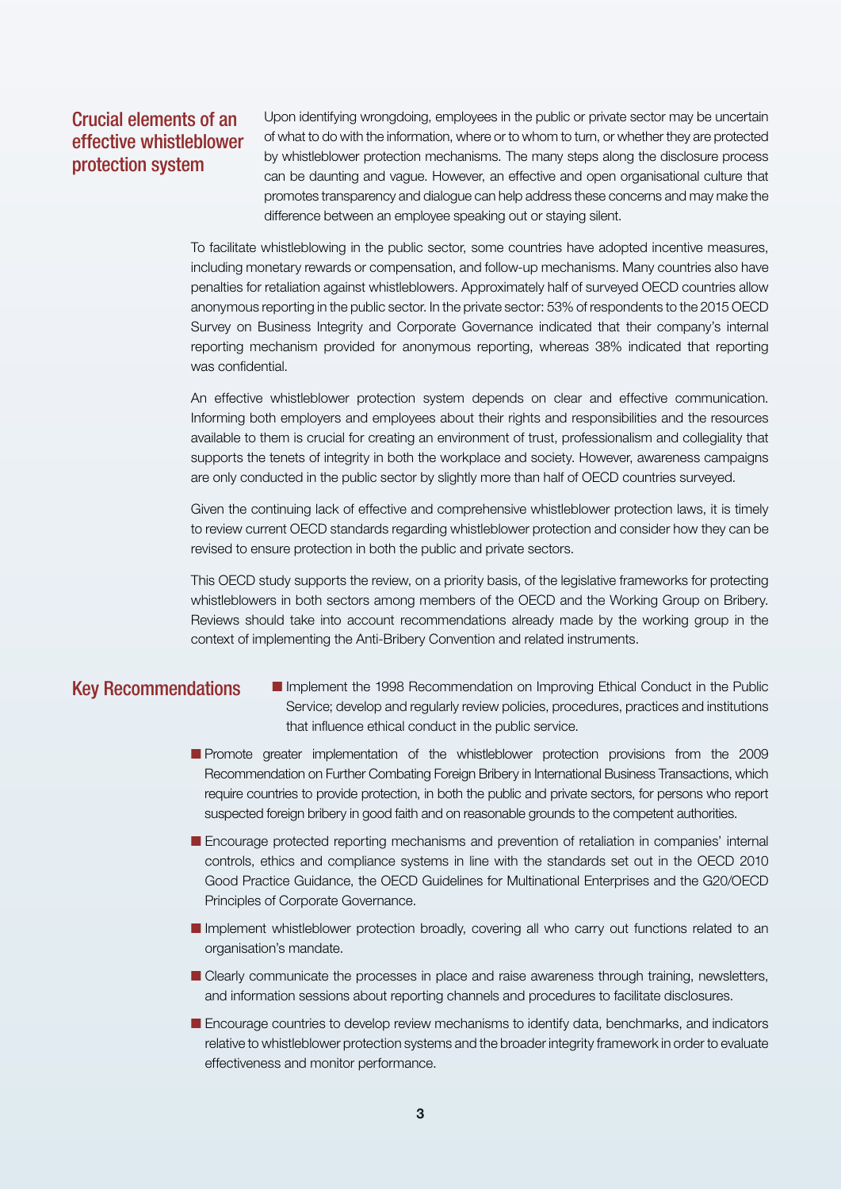## Crucial elements of an effective whistleblower protection system

Upon identifying wrongdoing, employees in the public or private sector may be uncertain of what to do with the information, where or to whom to turn, or whether they are protected by whistleblower protection mechanisms. The many steps along the disclosure process can be daunting and vague. However, an effective and open organisational culture that promotes transparency and dialogue can help address these concerns and may make the difference between an employee speaking out or staying silent.

To facilitate whistleblowing in the public sector, some countries have adopted incentive measures, including monetary rewards or compensation, and follow-up mechanisms. Many countries also have penalties for retaliation against whistleblowers. Approximately half of surveyed OECD countries allow anonymous reporting in the public sector. In the private sector: 53% of respondents to the 2015 OECD Survey on Business Integrity and Corporate Governance indicated that their company's internal reporting mechanism provided for anonymous reporting, whereas 38% indicated that reporting was confidential.

An effective whistleblower protection system depends on clear and effective communication. Informing both employers and employees about their rights and responsibilities and the resources available to them is crucial for creating an environment of trust, professionalism and collegiality that supports the tenets of integrity in both the workplace and society. However, awareness campaigns are only conducted in the public sector by slightly more than half of OECD countries surveyed.

Given the continuing lack of effective and comprehensive whistleblower protection laws, it is timely to review current OECD standards regarding whistleblower protection and consider how they can be revised to ensure protection in both the public and private sectors.

This OECD study supports the review, on a priority basis, of the legislative frameworks for protecting whistleblowers in both sectors among members of the OECD and the Working Group on Bribery. Reviews should take into account recommendations already made by the working group in the context of implementing the Anti-Bribery Convention and related instruments.

## Key Recommendations

- Implement the 1998 Recommendation on Improving Ethical Conduct in the Public Service; develop and regularly review policies, procedures, practices and institutions that influence ethical conduct in the public service.
- Promote greater implementation of the whistleblower protection provisions from the 2009 Recommendation on Further Combating Foreign Bribery in International Business Transactions, which require countries to provide protection, in both the public and private sectors, for persons who report suspected foreign bribery in good faith and on reasonable grounds to the competent authorities.
- Encourage protected reporting mechanisms and prevention of retaliation in companies' internal controls, ethics and compliance systems in line with the standards set out in the OECD 2010 Good Practice Guidance, the OECD Guidelines for Multinational Enterprises and the G20/OECD Principles of Corporate Governance.
- Implement whistleblower protection broadly, covering all who carry out functions related to an organisation's mandate.
- Clearly communicate the processes in place and raise awareness through training, newsletters, and information sessions about reporting channels and procedures to facilitate disclosures.
- Encourage countries to develop review mechanisms to identify data, benchmarks, and indicators relative to whistleblower protection systems and the broader integrity framework in order to evaluate effectiveness and monitor performance.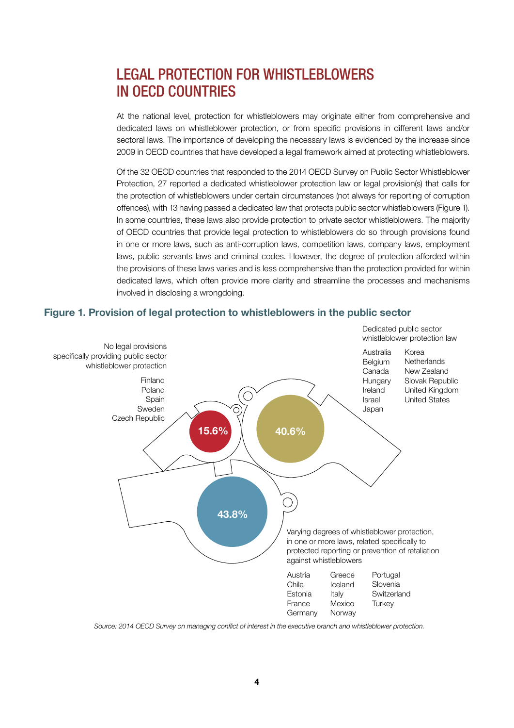# LEGAL PROTECTION FOR WHISTLEBLOWERS IN OECD COUNTRIES

At the national level, protection for whistleblowers may originate either from comprehensive and dedicated laws on whistleblower protection, or from specific provisions in different laws and/or sectoral laws. The importance of developing the necessary laws is evidenced by the increase since 2009 in OECD countries that have developed a legal framework aimed at protecting whistleblowers.

Of the 32 OECD countries that responded to the 2014 OECD Survey on Public Sector Whistleblower Protection, 27 reported a dedicated whistleblower protection law or legal provision(s) that calls for the protection of whistleblowers under certain circumstances (not always for reporting of corruption offences), with 13 having passed a dedicated law that protects public sector whistleblowers (Figure 1). In some countries, these laws also provide protection to private sector whistleblowers. The majority of OECD countries that provide legal protection to whistleblowers do so through provisions found in one or more laws, such as anti-corruption laws, competition laws, company laws, employment laws, public servants laws and criminal codes. However, the degree of protection afforded within the provisions of these laws varies and is less comprehensive than the protection provided for within dedicated laws, which often provide more clarity and streamline the processes and mechanisms involved in disclosing a wrongdoing.

**Figure 1. Provision of legal protection to whistleblowers in the public sector**

No legal provisions specifically providing public sector whistleblower protection – 15.6%

Finland, Poland, Spain, Sweden, Czech Republic

Dedicated public sector whistleblower protection law – 40.6%

Australia, Belgium, Canada, Hungary, Ireland, Israel, Japan, Korea, Netherlands, New Zealand, Slovak Republic, United Kingdom, United States

Varying degrees of whistleblower protection, in one or more laws, related specifically to protected reporting or prevention of retaliation against whistleblowers – 43.8%

Austria, Chile, Estonia, France, Germany, Greece, Iceland, Italy, Mexico, Norway, Portugal, Slovenia, Switzerland, Turkey

*Source: 2014 OECD Survey on managing conflict of interest in the executive branch and whistleblower protection.*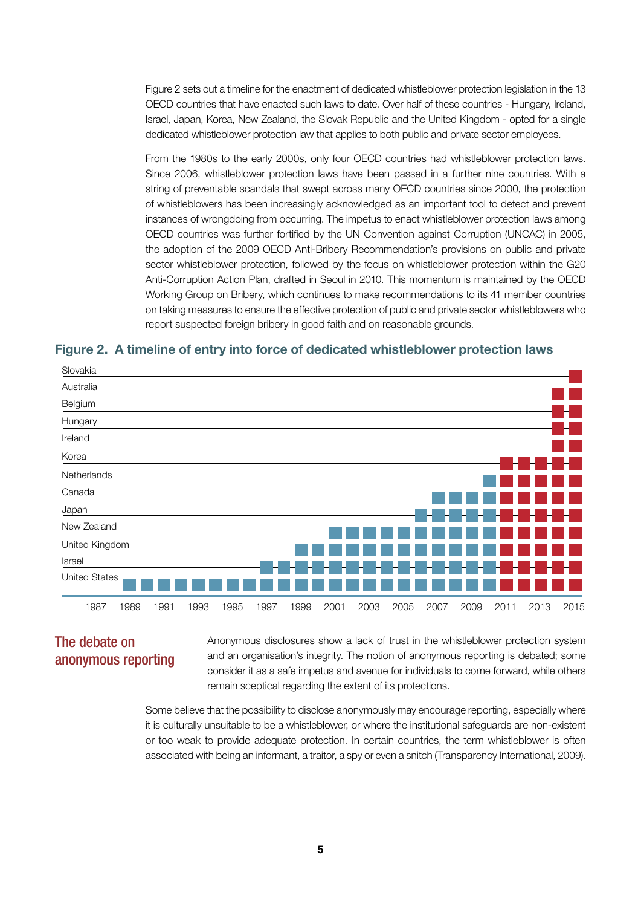Figure 2 sets out a timeline for the enactment of dedicated whistleblower protection legislation in the 13 OECD countries that have enacted such laws to date. Over half of these countries - Hungary, Ireland, Israel, Japan, Korea, New Zealand, the Slovak Republic and the United Kingdom - opted for a single dedicated whistleblower protection law that applies to both public and private sector employees.

From the 1980s to the early 2000s, only four OECD countries had whistleblower protection laws. Since 2006, whistleblower protection laws have been passed in a further nine countries. With a string of preventable scandals that swept across many OECD countries since 2000, the protection of whistleblowers has been increasingly acknowledged as an important tool to detect and prevent instances of wrongdoing from occurring. The impetus to enact whistleblower protection laws among OECD countries was further fortified by the UN Convention against Corruption (UNCAC) in 2005, the adoption of the 2009 OECD Anti-Bribery Recommendation's provisions on public and private sector whistleblower protection, followed by the focus on whistleblower protection within the G20 Anti-Corruption Action Plan, drafted in Seoul in 2010. This momentum is maintained by the OECD Working Group on Bribery, which continues to make recommendations to its 41 member countries on taking measures to ensure the effective protection of public and private sector whistleblowers who report suspected foreign bribery in good faith and on reasonable grounds.

**Figure 2. A timeline of entry into force of dedicated whistleblower protection laws**

| Country | Entry into force (approx.) |
|---|---|
| Slovakia | 2015 |
| Australia | 2014 |
| Belgium | 2014 |
| Hungary | 2014 |
| Ireland | 2014 |
| Korea | 2011 |
| Netherlands | 2010 |
| Canada | 2007 |
| Japan | 2006 |
| New Zealand | 2001 |
| United Kingdom | 1999 |
| Israel | 1997 |
| United States | 1989 |

## The debate on anonymous reporting

Anonymous disclosures show a lack of trust in the whistleblower protection system and an organisation's integrity. The notion of anonymous reporting is debated; some consider it as a safe impetus and avenue for individuals to come forward, while others remain sceptical regarding the extent of its protections.

Some believe that the possibility to disclose anonymously may encourage reporting, especially where it is culturally unsuitable to be a whistleblower, or where the institutional safeguards are non-existent or too weak to provide adequate protection. In certain countries, the term whistleblower is often associated with being an informant, a traitor, a spy or even a snitch (Transparency International, 2009).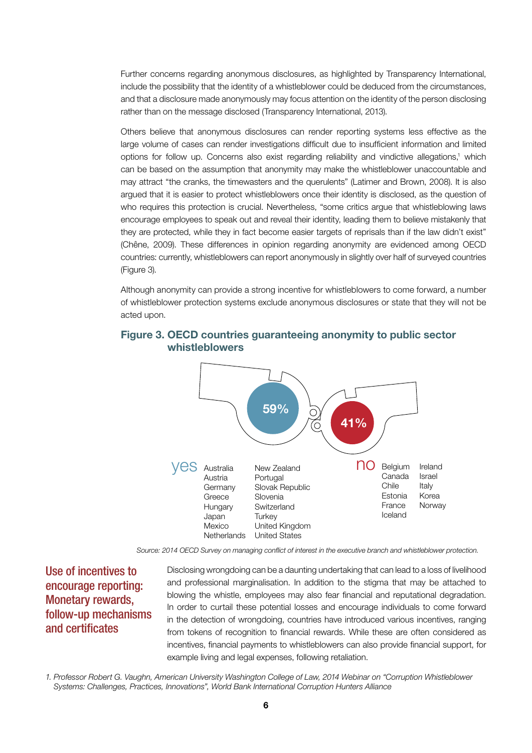Further concerns regarding anonymous disclosures, as highlighted by Transparency International, include the possibility that the identity of a whistleblower could be deduced from the circumstances, and that a disclosure made anonymously may focus attention on the identity of the person disclosing rather than on the message disclosed (Transparency International, 2013).

Others believe that anonymous disclosures can render reporting systems less effective as the large volume of cases can render investigations difficult due to insufficient information and limited options for follow up. Concerns also exist regarding reliability and vindictive allegations,[1] which can be based on the assumption that anonymity may make the whistleblower unaccountable and may attract "the cranks, the timewasters and the querulents" (Latimer and Brown, 2008). It is also argued that it is easier to protect whistleblowers once their identity is disclosed, as the question of who requires this protection is crucial. Nevertheless, "some critics argue that whistleblowing laws encourage employees to speak out and reveal their identity, leading them to believe mistakenly that they are protected, while they in fact become easier targets of reprisals than if the law didn't exist" (Chêne, 2009). These differences in opinion regarding anonymity are evidenced among OECD countries: currently, whistleblowers can report anonymously in slightly over half of surveyed countries (Figure 3).

Although anonymity can provide a strong incentive for whistleblowers to come forward, a number of whistleblower protection systems exclude anonymous disclosures or state that they will not be acted upon.

### Figure 3. OECD countries guaranteeing anonymity to public sector whistleblowers

59% | 41%

**yes**: Australia, Austria, Germany, Greece, Hungary, Japan, Mexico, Netherlands, New Zealand, Portugal, Slovak Republic, Slovenia, Switzerland, Turkey, United Kingdom, United States

**no**: Belgium, Canada, Chile, Estonia, France, Iceland, Ireland, Israel, Italy, Korea, Norway

*Source: 2014 OECD Survey on managing conflict of interest in the executive branch and whistleblower protection.*

## Use of incentives to encourage reporting: Monetary rewards, follow-up mechanisms and certificates

Disclosing wrongdoing can be a daunting undertaking that can lead to a loss of livelihood and professional marginalisation. In addition to the stigma that may be attached to blowing the whistle, employees may also fear financial and reputational degradation. In order to curtail these potential losses and encourage individuals to come forward in the detection of wrongdoing, countries have introduced various incentives, ranging from tokens of recognition to financial rewards. While these are often considered as incentives, financial payments to whistleblowers can also provide financial support, for example living and legal expenses, following retaliation.

1. *Professor Robert G. Vaughn, American University Washington College of Law, 2014 Webinar on "Corruption Whistleblower Systems: Challenges, Practices, Innovations", World Bank International Corruption Hunters Alliance*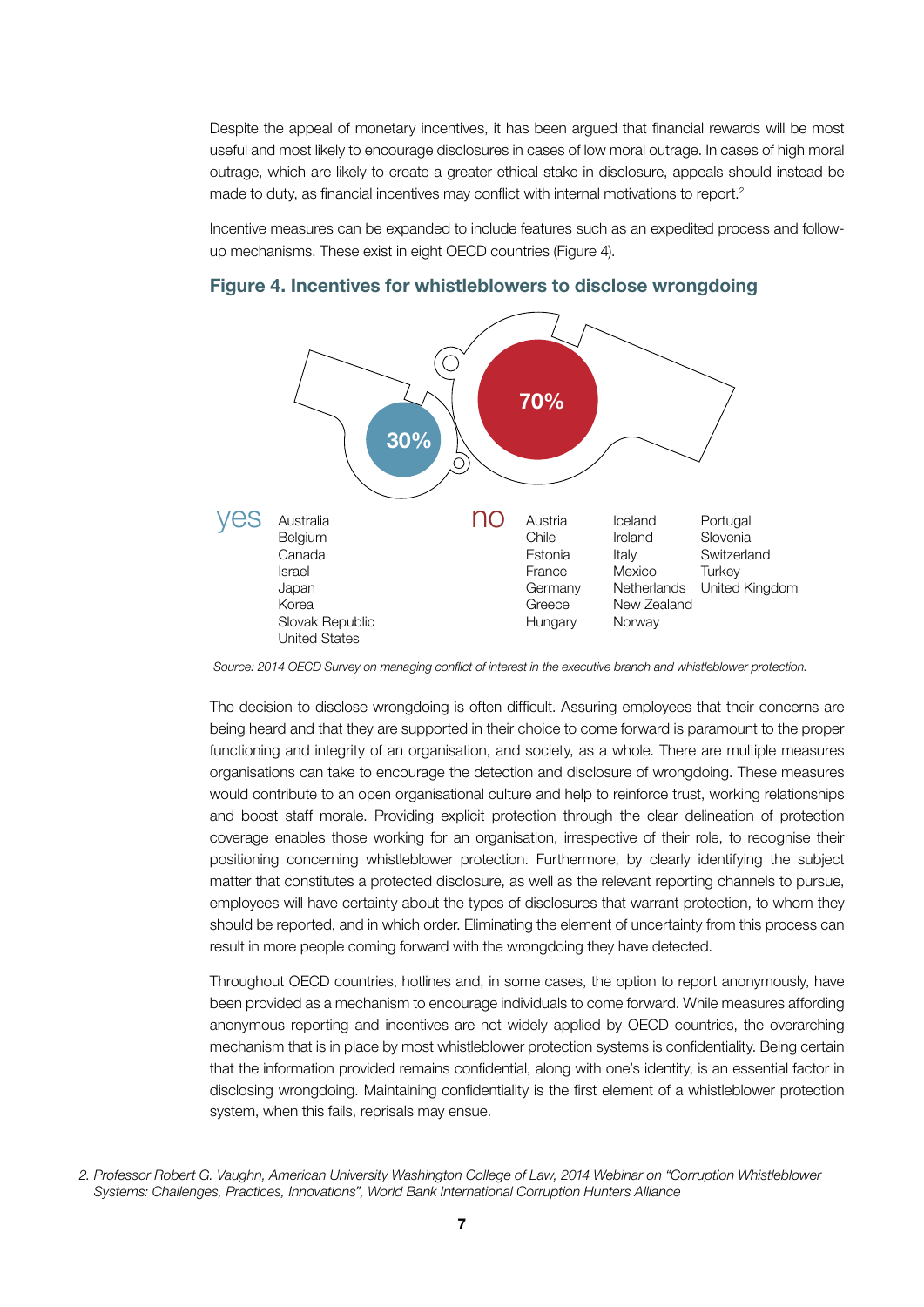Despite the appeal of monetary incentives, it has been argued that financial rewards will be most useful and most likely to encourage disclosures in cases of low moral outrage. In cases of high moral outrage, which are likely to create a greater ethical stake in disclosure, appeals should instead be made to duty, as financial incentives may conflict with internal motivations to report.[2]

Incentive measures can be expanded to include features such as an expedited process and follow-up mechanisms. These exist in eight OECD countries (Figure 4).

### Figure 4. Incentives for whistleblowers to disclose wrongdoing

30%

70%

**yes**

Australia
Belgium
Canada
Israel
Japan
Korea
Slovak Republic
United States

**no**

Austria
Chile
Estonia
France
Germany
Greece
Hungary
Iceland
Ireland
Italy
Mexico
Netherlands
New Zealand
Norway
Portugal
Slovenia
Switzerland
Turkey
United Kingdom

*Source: 2014 OECD Survey on managing conflict of interest in the executive branch and whistleblower protection.*

The decision to disclose wrongdoing is often difficult. Assuring employees that their concerns are being heard and that they are supported in their choice to come forward is paramount to the proper functioning and integrity of an organisation, and society, as a whole. There are multiple measures organisations can take to encourage the detection and disclosure of wrongdoing. These measures would contribute to an open organisational culture and help to reinforce trust, working relationships and boost staff morale. Providing explicit protection through the clear delineation of protection coverage enables those working for an organisation, irrespective of their role, to recognise their positioning concerning whistleblower protection. Furthermore, by clearly identifying the subject matter that constitutes a protected disclosure, as well as the relevant reporting channels to pursue, employees will have certainty about the types of disclosures that warrant protection, to whom they should be reported, and in which order. Eliminating the element of uncertainty from this process can result in more people coming forward with the wrongdoing they have detected.

Throughout OECD countries, hotlines and, in some cases, the option to report anonymously, have been provided as a mechanism to encourage individuals to come forward. While measures affording anonymous reporting and incentives are not widely applied by OECD countries, the overarching mechanism that is in place by most whistleblower protection systems is confidentiality. Being certain that the information provided remains confidential, along with one's identity, is an essential factor in disclosing wrongdoing. Maintaining confidentiality is the first element of a whistleblower protection system, when this fails, reprisals may ensue.

*2. Professor Robert G. Vaughn, American University Washington College of Law, 2014 Webinar on "Corruption Whistleblower Systems: Challenges, Practices, Innovations", World Bank International Corruption Hunters Alliance*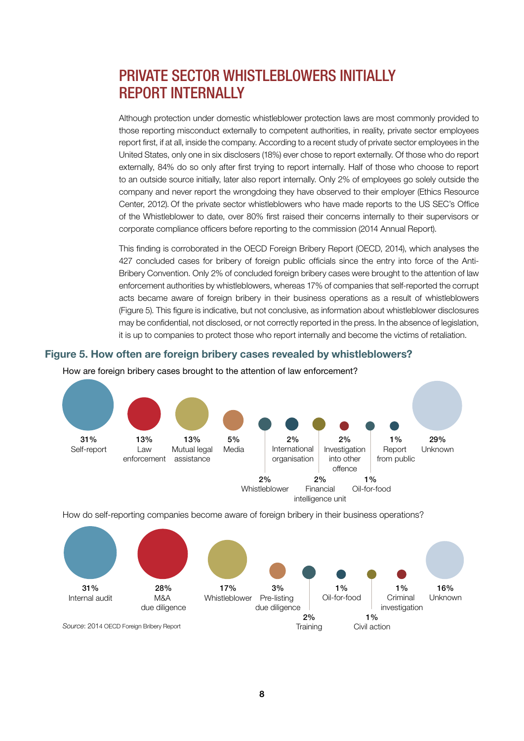# PRIVATE SECTOR WHISTLEBLOWERS INITIALLY REPORT INTERNALLY

Although protection under domestic whistleblower protection laws are most commonly provided to those reporting misconduct externally to competent authorities, in reality, private sector employees report first, if at all, inside the company. According to a recent study of private sector employees in the United States, only one in six disclosers (18%) ever chose to report externally. Of those who do report externally, 84% do so only after first trying to report internally. Half of those who choose to report to an outside source initially, later also report internally. Only 2% of employees go solely outside the company and never report the wrongdoing they have observed to their employer (Ethics Resource Center, 2012). Of the private sector whistleblowers who have made reports to the US SEC's Office of the Whistleblower to date, over 80% first raised their concerns internally to their supervisors or corporate compliance officers before reporting to the commission (2014 Annual Report).

This finding is corroborated in the OECD Foreign Bribery Report (OECD, 2014), which analyses the 427 concluded cases for bribery of foreign public officials since the entry into force of the Anti-Bribery Convention. Only 2% of concluded foreign bribery cases were brought to the attention of law enforcement authorities by whistleblowers, whereas 17% of companies that self-reported the corrupt acts became aware of foreign bribery in their business operations as a result of whistleblowers (Figure 5). This figure is indicative, but not conclusive, as information about whistleblower disclosures may be confidential, not disclosed, or not correctly reported in the press. In the absence of legislation, it is up to companies to protect those who report internally and become the victims of retaliation.

### Figure 5. How often are foreign bribery cases revealed by whistleblowers?

How are foreign bribery cases brought to the attention of law enforcement?

| Source | Share |
|---|---|
| Self-report | 31% |
| Law enforcement | 13% |
| Mutual legal assistance | 13% |
| Media | 5% |
| Whistleblower | 2% |
| International organisation | 2% |
| Financial intelligence unit | 2% |
| Investigation into other offence | 2% |
| Oil-for-food | 1% |
| Report from public | 1% |
| Unknown | 29% |

How do self-reporting companies become aware of foreign bribery in their business operations?

| Source | Share |
|---|---|
| Internal audit | 31% |
| M&A due diligence | 28% |
| Whistleblower | 17% |
| Pre-listing due diligence | 3% |
| Training | 2% |
| Oil-for-food | 1% |
| Civil action | 1% |
| Criminal investigation | 1% |
| Unknown | 16% |

*Source*: 2014 OECD Foreign Bribery Report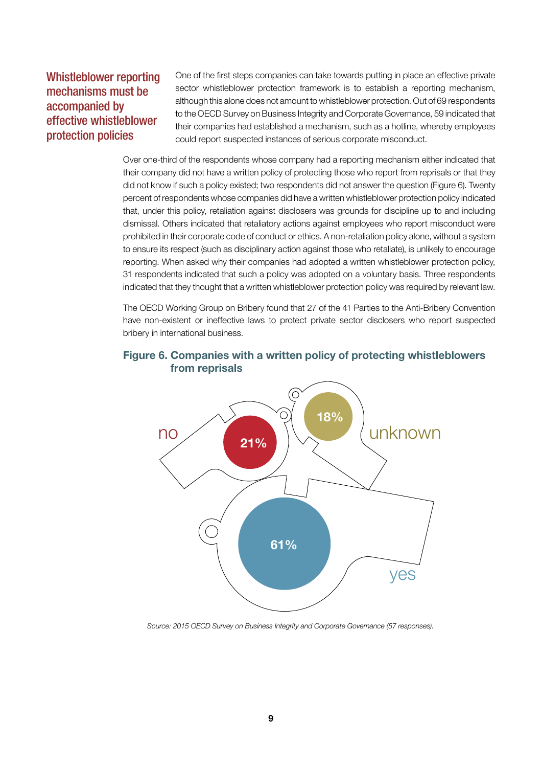## Whistleblower reporting mechanisms must be accompanied by effective whistleblower protection policies

One of the first steps companies can take towards putting in place an effective private sector whistleblower protection framework is to establish a reporting mechanism, although this alone does not amount to whistleblower protection. Out of 69 respondents to the OECD Survey on Business Integrity and Corporate Governance, 59 indicated that their companies had established a mechanism, such as a hotline, whereby employees could report suspected instances of serious corporate misconduct.

Over one-third of the respondents whose company had a reporting mechanism either indicated that their company did not have a written policy of protecting those who report from reprisals or that they did not know if such a policy existed; two respondents did not answer the question (Figure 6). Twenty percent of respondents whose companies did have a written whistleblower protection policy indicated that, under this policy, retaliation against disclosers was grounds for discipline up to and including dismissal. Others indicated that retaliatory actions against employees who report misconduct were prohibited in their corporate code of conduct or ethics. A non-retaliation policy alone, without a system to ensure its respect (such as disciplinary action against those who retaliate), is unlikely to encourage reporting. When asked why their companies had adopted a written whistleblower protection policy, 31 respondents indicated that such a policy was adopted on a voluntary basis. Three respondents indicated that they thought that a written whistleblower protection policy was required by relevant law.

The OECD Working Group on Bribery found that 27 of the 41 Parties to the Anti-Bribery Convention have non-existent or ineffective laws to protect private sector disclosers who report suspected bribery in international business.

**Figure 6. Companies with a written policy of protecting whistleblowers from reprisals**

| Response | Share |
|---|---|
| yes | 61% |
| no | 21% |
| unknown | 18% |

*Source: 2015 OECD Survey on Business Integrity and Corporate Governance (57 responses).*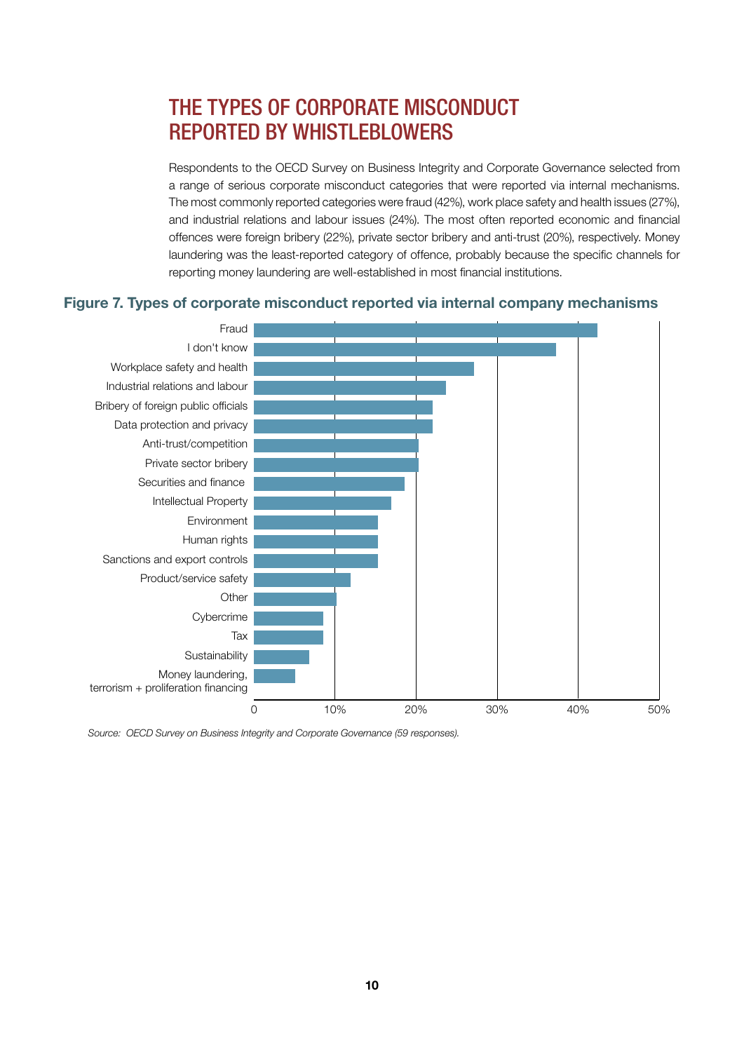# THE TYPES OF CORPORATE MISCONDUCT REPORTED BY WHISTLEBLOWERS

Respondents to the OECD Survey on Business Integrity and Corporate Governance selected from a range of serious corporate misconduct categories that were reported via internal mechanisms. The most commonly reported categories were fraud (42%), work place safety and health issues (27%), and industrial relations and labour issues (24%). The most often reported economic and financial offences were foreign bribery (22%), private sector bribery and anti-trust (20%), respectively. Money laundering was the least-reported category of offence, probably because the specific channels for reporting money laundering are well-established in most financial institutions.

**Figure 7. Types of corporate misconduct reported via internal company mechanisms**

| Category | Share of responses |
|---|---|
| Fraud | ~42% |
| I don't know | ~37% |
| Workplace safety and health | ~27% |
| Industrial relations and labour | ~24% |
| Bribery of foreign public officials | ~22% |
| Data protection and privacy | ~22% |
| Anti-trust/competition | ~20% |
| Private sector bribery | ~20% |
| Securities and finance | ~19% |
| Intellectual Property | ~17% |
| Environment | ~15% |
| Human rights | ~15% |
| Sanctions and export controls | ~15% |
| Product/service safety | ~12% |
| Other | ~10% |
| Cybercrime | ~8% |
| Tax | ~8% |
| Sustainability | ~7% |
| Money laundering, terrorism + proliferation financing | ~5% |

*Source: OECD Survey on Business Integrity and Corporate Governance (59 responses).*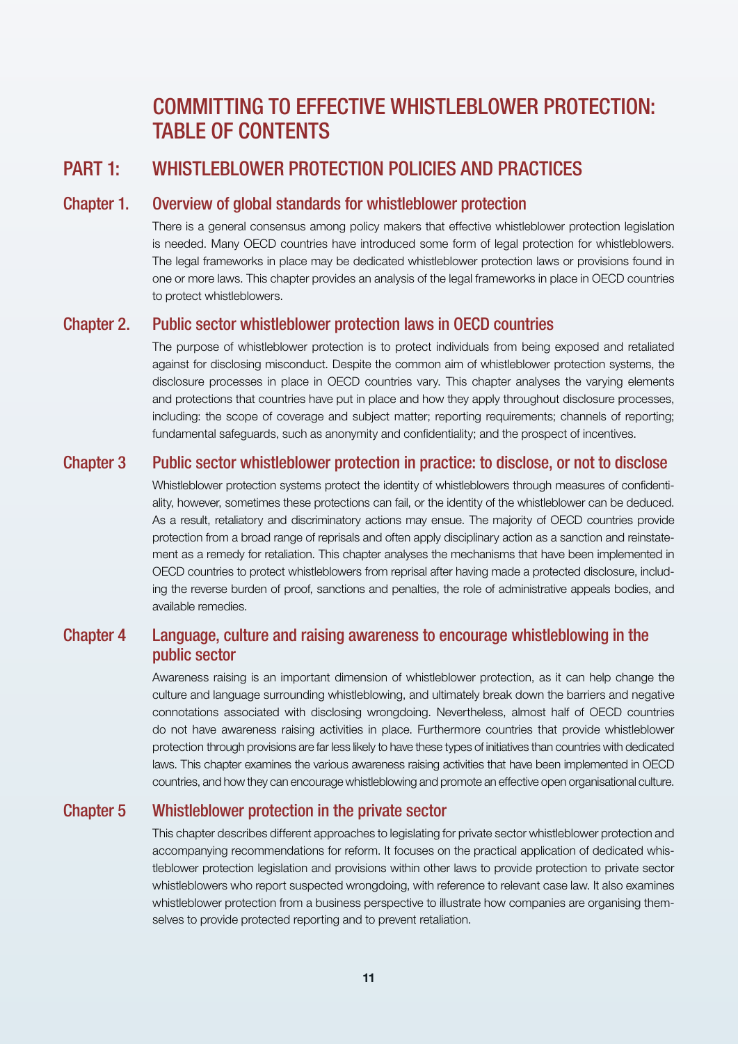# COMMITTING TO EFFECTIVE WHISTLEBLOWER PROTECTION: TABLE OF CONTENTS

## PART 1: WHISTLEBLOWER PROTECTION POLICIES AND PRACTICES

### Chapter 1. Overview of global standards for whistleblower protection

There is a general consensus among policy makers that effective whistleblower protection legislation is needed. Many OECD countries have introduced some form of legal protection for whistleblowers. The legal frameworks in place may be dedicated whistleblower protection laws or provisions found in one or more laws. This chapter provides an analysis of the legal frameworks in place in OECD countries to protect whistleblowers.

### Chapter 2. Public sector whistleblower protection laws in OECD countries

The purpose of whistleblower protection is to protect individuals from being exposed and retaliated against for disclosing misconduct. Despite the common aim of whistleblower protection systems, the disclosure processes in place in OECD countries vary. This chapter analyses the varying elements and protections that countries have put in place and how they apply throughout disclosure processes, including: the scope of coverage and subject matter; reporting requirements; channels of reporting; fundamental safeguards, such as anonymity and confidentiality; and the prospect of incentives.

### Chapter 3 Public sector whistleblower protection in practice: to disclose, or not to disclose

Whistleblower protection systems protect the identity of whistleblowers through measures of confidentiality, however, sometimes these protections can fail, or the identity of the whistleblower can be deduced. As a result, retaliatory and discriminatory actions may ensue. The majority of OECD countries provide protection from a broad range of reprisals and often apply disciplinary action as a sanction and reinstatement as a remedy for retaliation. This chapter analyses the mechanisms that have been implemented in OECD countries to protect whistleblowers from reprisal after having made a protected disclosure, including the reverse burden of proof, sanctions and penalties, the role of administrative appeals bodies, and available remedies.

### Chapter 4 Language, culture and raising awareness to encourage whistleblowing in the public sector

Awareness raising is an important dimension of whistleblower protection, as it can help change the culture and language surrounding whistleblowing, and ultimately break down the barriers and negative connotations associated with disclosing wrongdoing. Nevertheless, almost half of OECD countries do not have awareness raising activities in place. Furthermore countries that provide whistleblower protection through provisions are far less likely to have these types of initiatives than countries with dedicated laws. This chapter examines the various awareness raising activities that have been implemented in OECD countries, and how they can encourage whistleblowing and promote an effective open organisational culture.

### Chapter 5 Whistleblower protection in the private sector

This chapter describes different approaches to legislating for private sector whistleblower protection and accompanying recommendations for reform. It focuses on the practical application of dedicated whistleblower protection legislation and provisions within other laws to provide protection to private sector whistleblowers who report suspected wrongdoing, with reference to relevant case law. It also examines whistleblower protection from a business perspective to illustrate how companies are organising themselves to provide protected reporting and to prevent retaliation.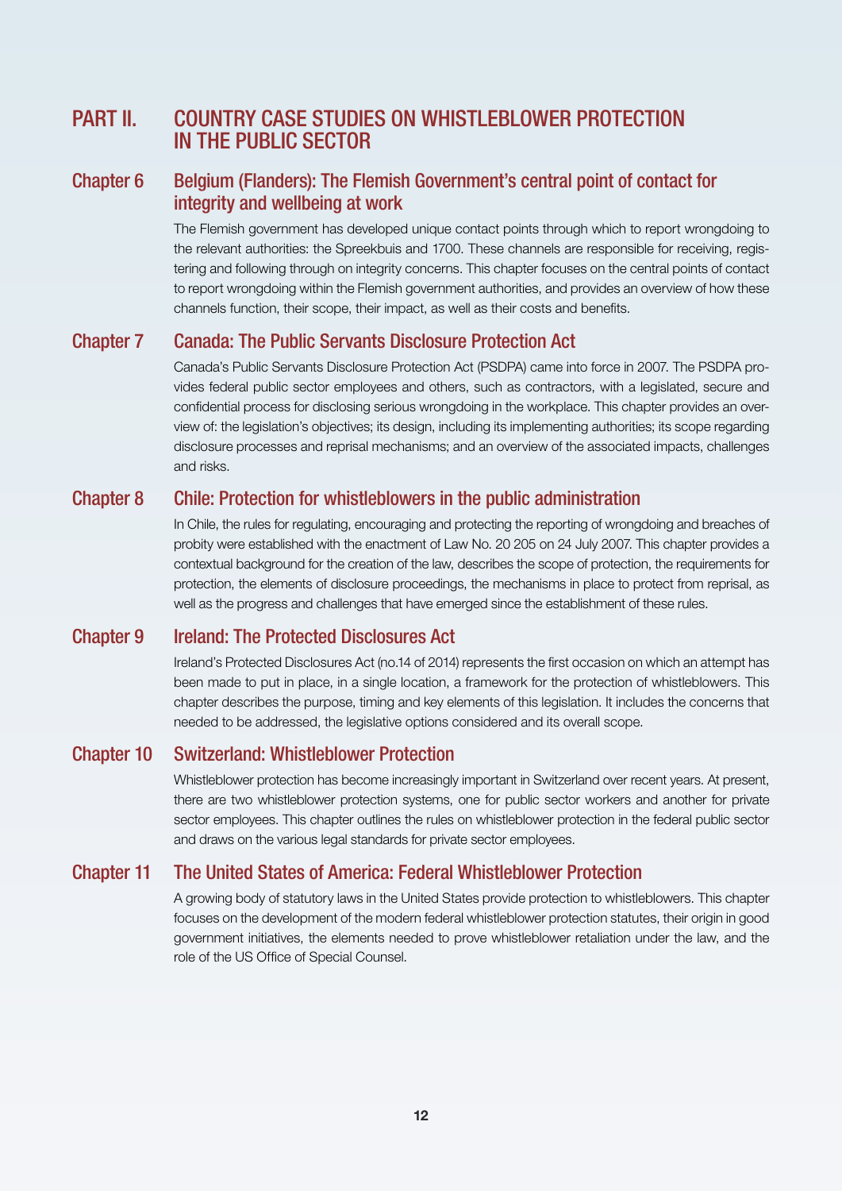# PART II. COUNTRY CASE STUDIES ON WHISTLEBLOWER PROTECTION IN THE PUBLIC SECTOR

## Chapter 6 Belgium (Flanders): The Flemish Government's central point of contact for integrity and wellbeing at work

The Flemish government has developed unique contact points through which to report wrongdoing to the relevant authorities: the Spreekbuis and 1700. These channels are responsible for receiving, registering and following through on integrity concerns. This chapter focuses on the central points of contact to report wrongdoing within the Flemish government authorities, and provides an overview of how these channels function, their scope, their impact, as well as their costs and benefits.

## Chapter 7 Canada: The Public Servants Disclosure Protection Act

Canada's Public Servants Disclosure Protection Act (PSDPA) came into force in 2007. The PSDPA provides federal public sector employees and others, such as contractors, with a legislated, secure and confidential process for disclosing serious wrongdoing in the workplace. This chapter provides an overview of: the legislation's objectives; its design, including its implementing authorities; its scope regarding disclosure processes and reprisal mechanisms; and an overview of the associated impacts, challenges and risks.

## Chapter 8 Chile: Protection for whistleblowers in the public administration

In Chile, the rules for regulating, encouraging and protecting the reporting of wrongdoing and breaches of probity were established with the enactment of Law No. 20 205 on 24 July 2007. This chapter provides a contextual background for the creation of the law, describes the scope of protection, the requirements for protection, the elements of disclosure proceedings, the mechanisms in place to protect from reprisal, as well as the progress and challenges that have emerged since the establishment of these rules.

## Chapter 9 Ireland: The Protected Disclosures Act

Ireland's Protected Disclosures Act (no.14 of 2014) represents the first occasion on which an attempt has been made to put in place, in a single location, a framework for the protection of whistleblowers. This chapter describes the purpose, timing and key elements of this legislation. It includes the concerns that needed to be addressed, the legislative options considered and its overall scope.

## Chapter 10 Switzerland: Whistleblower Protection

Whistleblower protection has become increasingly important in Switzerland over recent years. At present, there are two whistleblower protection systems, one for public sector workers and another for private sector employees. This chapter outlines the rules on whistleblower protection in the federal public sector and draws on the various legal standards for private sector employees.

## Chapter 11 The United States of America: Federal Whistleblower Protection

A growing body of statutory laws in the United States provide protection to whistleblowers. This chapter focuses on the development of the modern federal whistleblower protection statutes, their origin in good government initiatives, the elements needed to prove whistleblower retaliation under the law, and the role of the US Office of Special Counsel.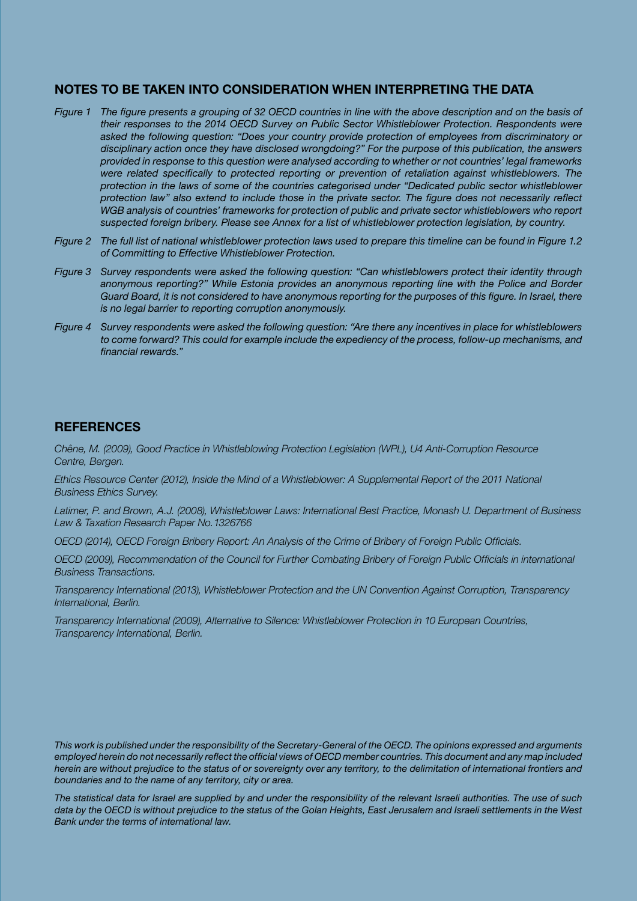## NOTES TO BE TAKEN INTO CONSIDERATION WHEN INTERPRETING THE DATA

*Figure 1* *The figure presents a grouping of 32 OECD countries in line with the above description and on the basis of their responses to the 2014 OECD Survey on Public Sector Whistleblower Protection. Respondents were asked the following question: "Does your country provide protection of employees from discriminatory or disciplinary action once they have disclosed wrongdoing?" For the purpose of this publication, the answers provided in response to this question were analysed according to whether or not countries' legal frameworks were related specifically to protected reporting or prevention of retaliation against whistleblowers. The protection in the laws of some of the countries categorised under "Dedicated public sector whistleblower protection law" also extend to include those in the private sector. The figure does not necessarily reflect WGB analysis of countries' frameworks for protection of public and private sector whistleblowers who report suspected foreign bribery. Please see Annex for a list of whistleblower protection legislation, by country.*

*Figure 2* *The full list of national whistleblower protection laws used to prepare this timeline can be found in Figure 1.2 of Committing to Effective Whistleblower Protection.*

*Figure 3* *Survey respondents were asked the following question: "Can whistleblowers protect their identity through anonymous reporting?" While Estonia provides an anonymous reporting line with the Police and Border Guard Board, it is not considered to have anonymous reporting for the purposes of this figure. In Israel, there is no legal barrier to reporting corruption anonymously.*

*Figure 4* *Survey respondents were asked the following question: "Are there any incentives in place for whistleblowers to come forward? This could for example include the expediency of the process, follow-up mechanisms, and financial rewards."*

## REFERENCES

*Chêne, M. (2009), Good Practice in Whistleblowing Protection Legislation (WPL), U4 Anti-Corruption Resource Centre, Bergen.*

*Ethics Resource Center (2012), Inside the Mind of a Whistleblower: A Supplemental Report of the 2011 National Business Ethics Survey.*

*Latimer, P. and Brown, A.J. (2008), Whistleblower Laws: International Best Practice, Monash U. Department of Business Law & Taxation Research Paper No.1326766*

*OECD (2014), OECD Foreign Bribery Report: An Analysis of the Crime of Bribery of Foreign Public Officials.*

*OECD (2009), Recommendation of the Council for Further Combating Bribery of Foreign Public Officials in international Business Transactions.*

*Transparency International (2013), Whistleblower Protection and the UN Convention Against Corruption, Transparency International, Berlin.*

*Transparency International (2009), Alternative to Silence: Whistleblower Protection in 10 European Countries, Transparency International, Berlin.*

*This work is published under the responsibility of the Secretary-General of the OECD. The opinions expressed and arguments employed herein do not necessarily reflect the official views of OECD member countries. This document and any map included herein are without prejudice to the status of or sovereignty over any territory, to the delimitation of international frontiers and boundaries and to the name of any territory, city or area.*

*The statistical data for Israel are supplied by and under the responsibility of the relevant Israeli authorities. The use of such data by the OECD is without prejudice to the status of the Golan Heights, East Jerusalem and Israeli settlements in the West Bank under the terms of international law.*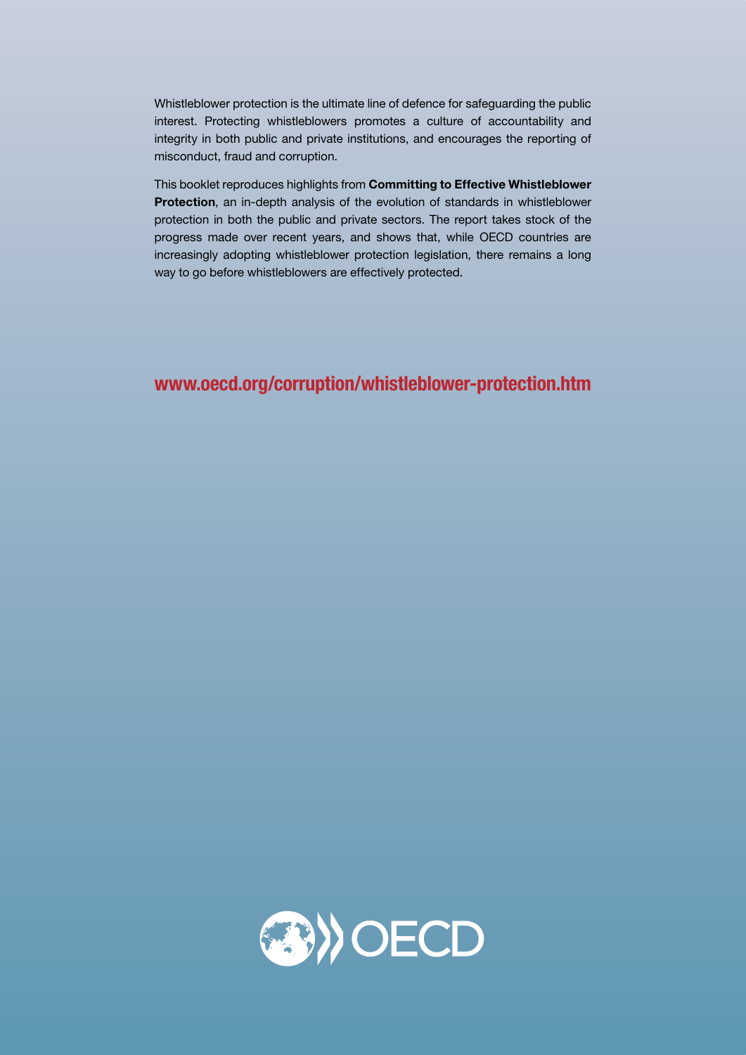Whistleblower protection is the ultimate line of defence for safeguarding the public interest. Protecting whistleblowers promotes a culture of accountability and integrity in both public and private institutions, and encourages the reporting of misconduct, fraud and corruption.

This booklet reproduces highlights from **Committing to Effective Whistleblower Protection**, an in-depth analysis of the evolution of standards in whistleblower protection in both the public and private sectors. The report takes stock of the progress made over recent years, and shows that, while OECD countries are increasingly adopting whistleblower protection legislation, there remains a long way to go before whistleblowers are effectively protected.

**www.oecd.org/corruption/whistleblower-protection.htm**

OECD